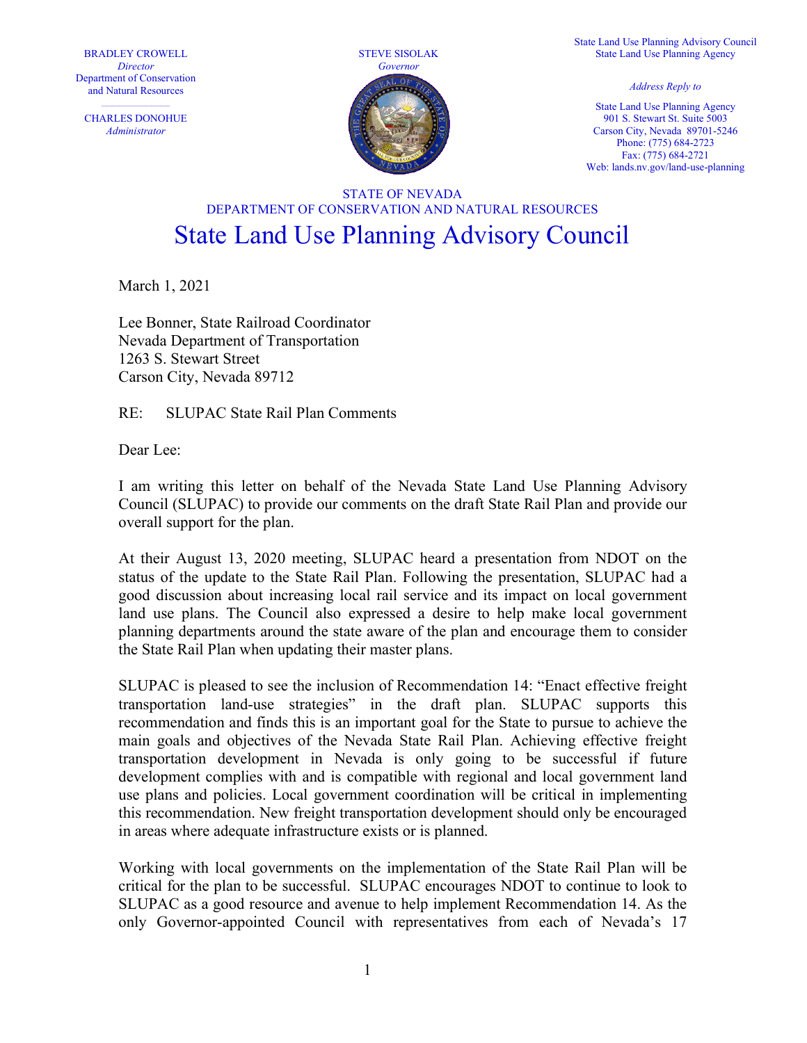BRADLEY CROWELL
*Director*
Department of Conservation and Natural Resources

CHARLES DONOHUE
*Administrator*

STEVE SISOLAK
*Governor*

State Land Use Planning Advisory Council
State Land Use Planning Agency

*Address Reply to*

State Land Use Planning Agency
901 S. Stewart St. Suite 5003
Carson City, Nevada 89701-5246
Phone: (775) 684-2723
Fax: (775) 684-2721
Web: lands.nv.gov/land-use-planning

STATE OF NEVADA
DEPARTMENT OF CONSERVATION AND NATURAL RESOURCES

# State Land Use Planning Advisory Council

March 1, 2021

Lee Bonner, State Railroad Coordinator
Nevada Department of Transportation
1263 S. Stewart Street
Carson City, Nevada 89712

RE: SLUPAC State Rail Plan Comments

Dear Lee:

I am writing this letter on behalf of the Nevada State Land Use Planning Advisory Council (SLUPAC) to provide our comments on the draft State Rail Plan and provide our overall support for the plan.

At their August 13, 2020 meeting, SLUPAC heard a presentation from NDOT on the status of the update to the State Rail Plan. Following the presentation, SLUPAC had a good discussion about increasing local rail service and its impact on local government land use plans. The Council also expressed a desire to help make local government planning departments around the state aware of the plan and encourage them to consider the State Rail Plan when updating their master plans.

SLUPAC is pleased to see the inclusion of Recommendation 14: "Enact effective freight transportation land-use strategies" in the draft plan. SLUPAC supports this recommendation and finds this is an important goal for the State to pursue to achieve the main goals and objectives of the Nevada State Rail Plan. Achieving effective freight transportation development in Nevada is only going to be successful if future development complies with and is compatible with regional and local government land use plans and policies. Local government coordination will be critical in implementing this recommendation. New freight transportation development should only be encouraged in areas where adequate infrastructure exists or is planned.

Working with local governments on the implementation of the State Rail Plan will be critical for the plan to be successful. SLUPAC encourages NDOT to continue to look to SLUPAC as a good resource and avenue to help implement Recommendation 14. As the only Governor-appointed Council with representatives from each of Nevada's 17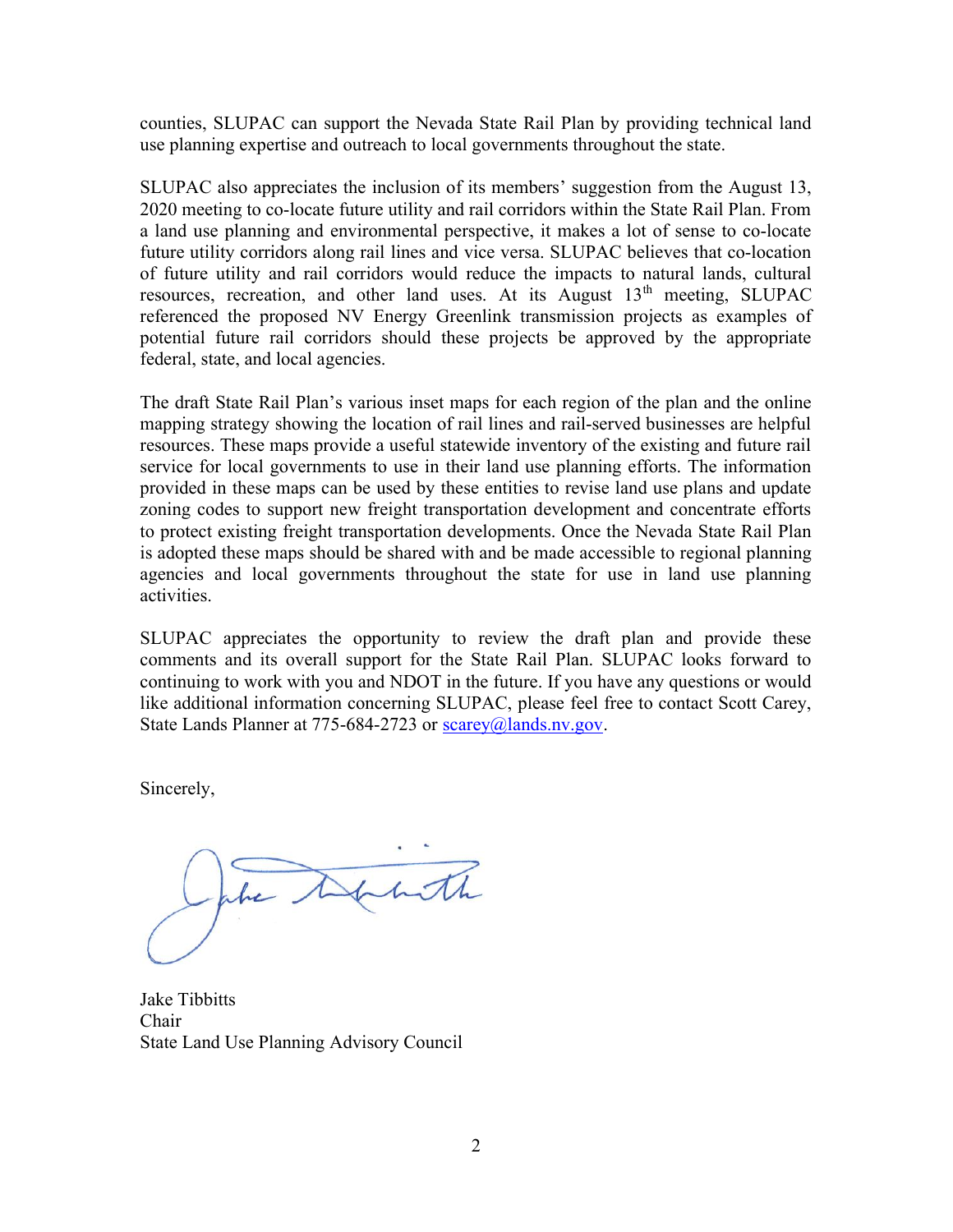counties, SLUPAC can support the Nevada State Rail Plan by providing technical land use planning expertise and outreach to local governments throughout the state.

SLUPAC also appreciates the inclusion of its members' suggestion from the August 13, 2020 meeting to co-locate future utility and rail corridors within the State Rail Plan. From a land use planning and environmental perspective, it makes a lot of sense to co-locate future utility corridors along rail lines and vice versa. SLUPAC believes that co-location of future utility and rail corridors would reduce the impacts to natural lands, cultural resources, recreation, and other land uses. At its August 13th meeting, SLUPAC referenced the proposed NV Energy Greenlink transmission projects as examples of potential future rail corridors should these projects be approved by the appropriate federal, state, and local agencies.

The draft State Rail Plan's various inset maps for each region of the plan and the online mapping strategy showing the location of rail lines and rail-served businesses are helpful resources. These maps provide a useful statewide inventory of the existing and future rail service for local governments to use in their land use planning efforts. The information provided in these maps can be used by these entities to revise land use plans and update zoning codes to support new freight transportation development and concentrate efforts to protect existing freight transportation developments. Once the Nevada State Rail Plan is adopted these maps should be shared with and be made accessible to regional planning agencies and local governments throughout the state for use in land use planning activities.

SLUPAC appreciates the opportunity to review the draft plan and provide these comments and its overall support for the State Rail Plan. SLUPAC looks forward to continuing to work with you and NDOT in the future. If you have any questions or would like additional information concerning SLUPAC, please feel free to contact Scott Carey, State Lands Planner at 775-684-2723 or scarey@lands.nv.gov.

Sincerely,

Jake Tibbitts
Chair
State Land Use Planning Advisory Council